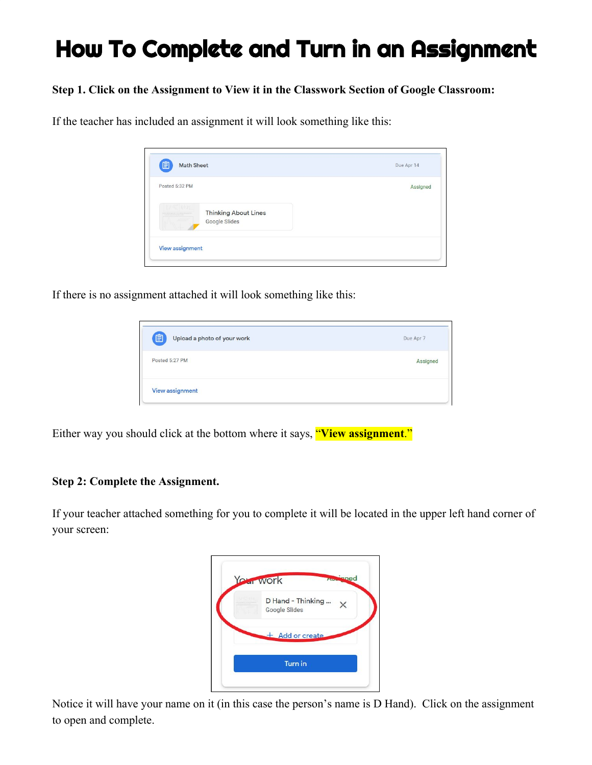# How To Complete and Turn in an Assignment

**Step 1. Click on the Assignment to View it in the Classwork Section of Google Classroom:**

If the teacher has included an assignment it will look something like this:

If there is no assignment attached it will look something like this:

Either way you should click at the bottom where it says, **"View assignment."**

**Step 2: Complete the Assignment.**

If your teacher attached something for you to complete it will be located in the upper left hand corner of your screen:

Notice it will have your name on it (in this case the person's name is D Hand). Click on the assignment to open and complete.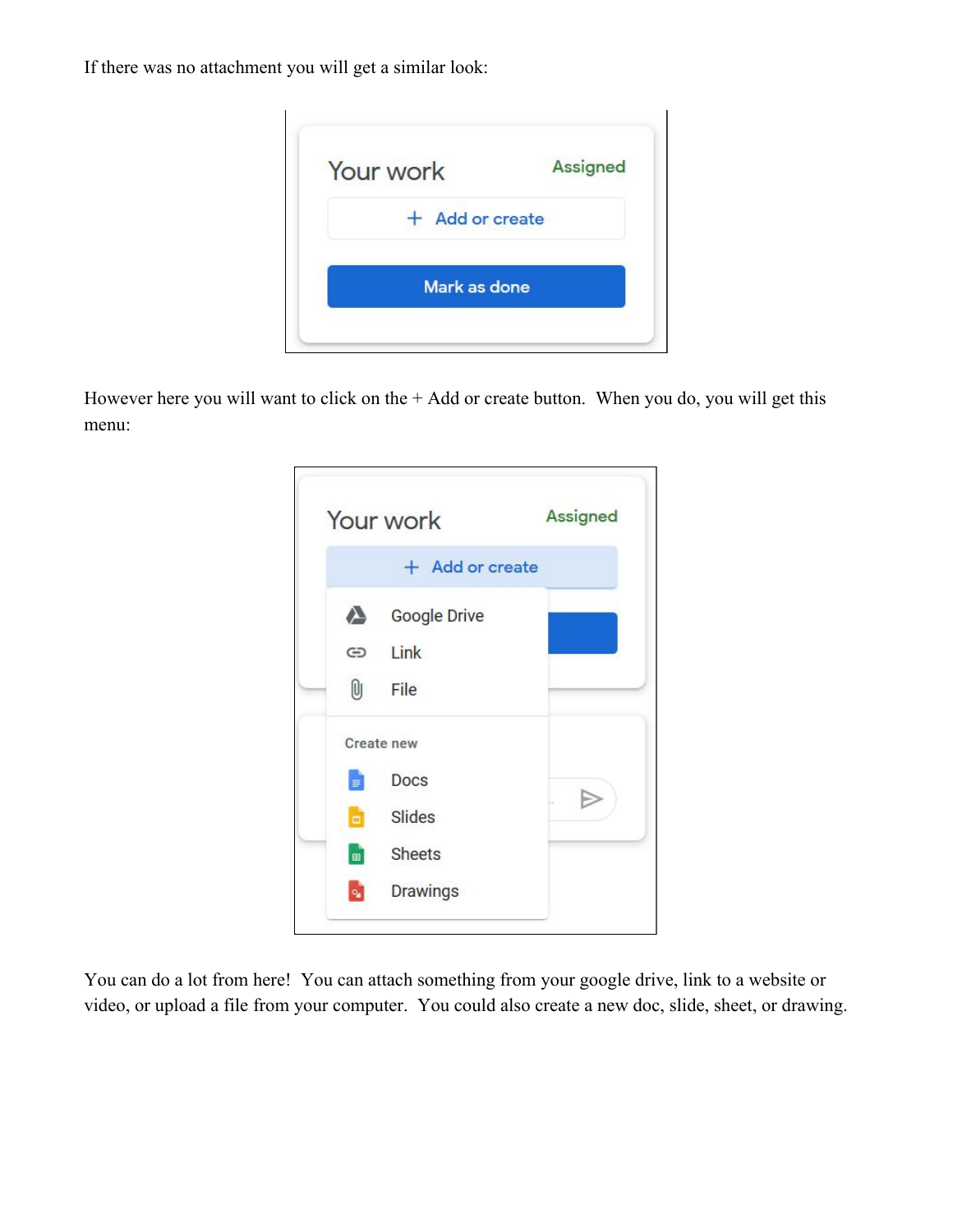If there was no attachment you will get a similar look:

However here you will want to click on the + Add or create button.  When you do, you will get this menu:

You can do a lot from here!  You can attach something from your google drive, link to a website or video, or upload a file from your computer.  You could also create a new doc, slide, sheet, or drawing.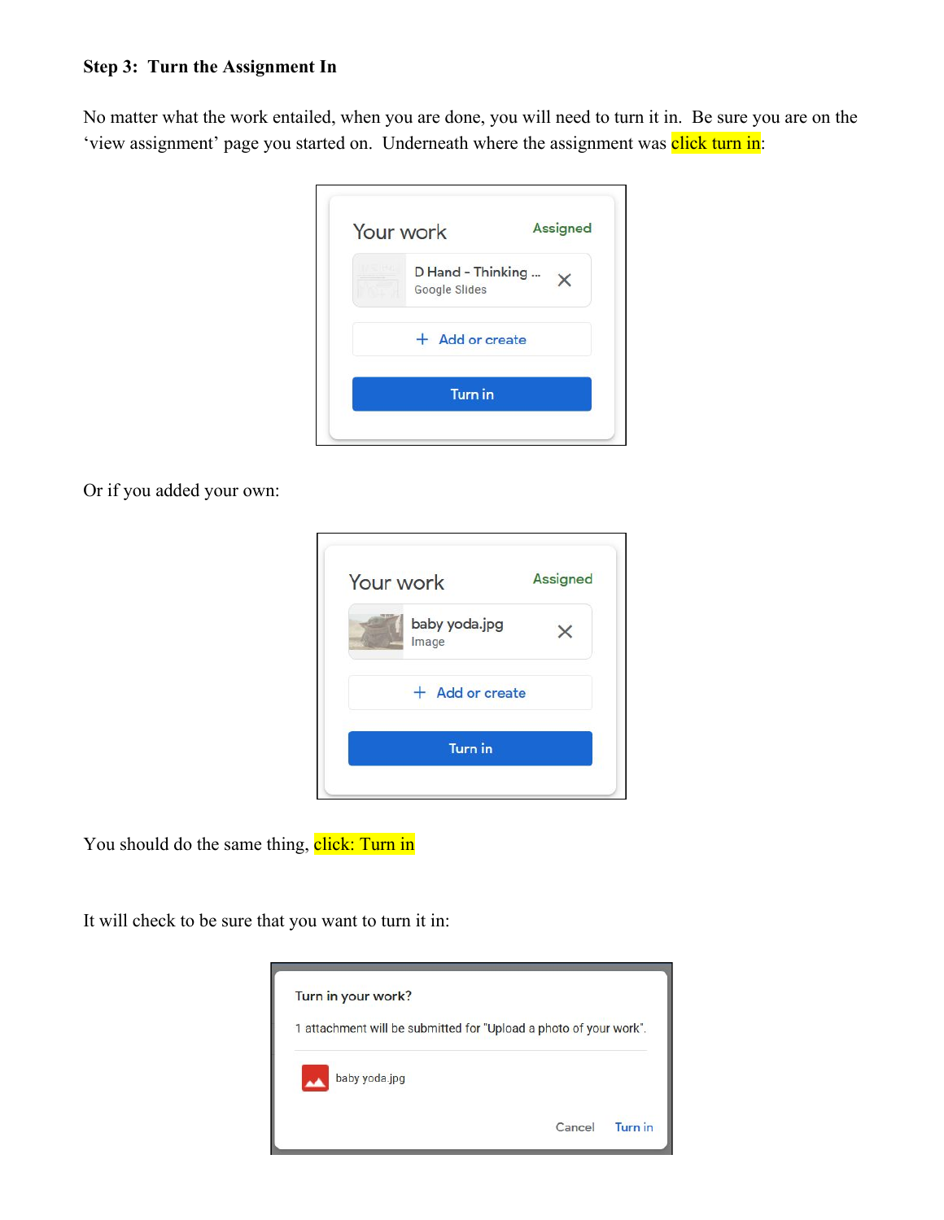**Step 3: Turn the Assignment In**

No matter what the work entailed, when you are done, you will need to turn it in. Be sure you are on the 'view assignment' page you started on. Underneath where the assignment was click turn in:

Your work Assigned

D Hand - Thinking ...
Google Slides

+ Add or create

Turn in

Or if you added your own:

Your work Assigned

baby yoda.jpg
Image

+ Add or create

Turn in

You should do the same thing, click: Turn in

It will check to be sure that you want to turn it in:

Turn in your work?

1 attachment will be submitted for "Upload a photo of your work".

baby yoda.jpg

Cancel Turn in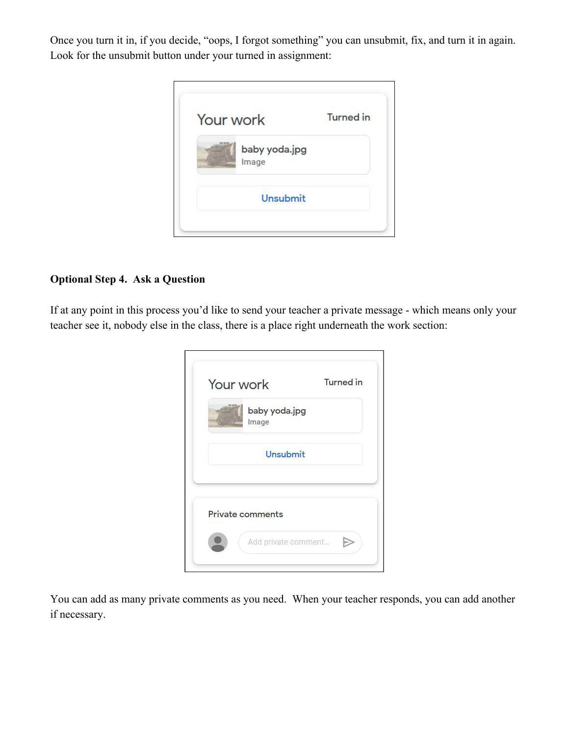Once you turn it in, if you decide, "oops, I forgot something" you can unsubmit, fix, and turn it in again. Look for the unsubmit button under your turned in assignment:

Your work
Turned in
baby yoda.jpg
Image
Unsubmit

**Optional Step 4. Ask a Question**

If at any point in this process you'd like to send your teacher a private message - which means only your teacher see it, nobody else in the class, there is a place right underneath the work section:

Your work
Turned in
baby yoda.jpg
Image
Unsubmit

Private comments
Add private comment...

You can add as many private comments as you need. When your teacher responds, you can add another if necessary.